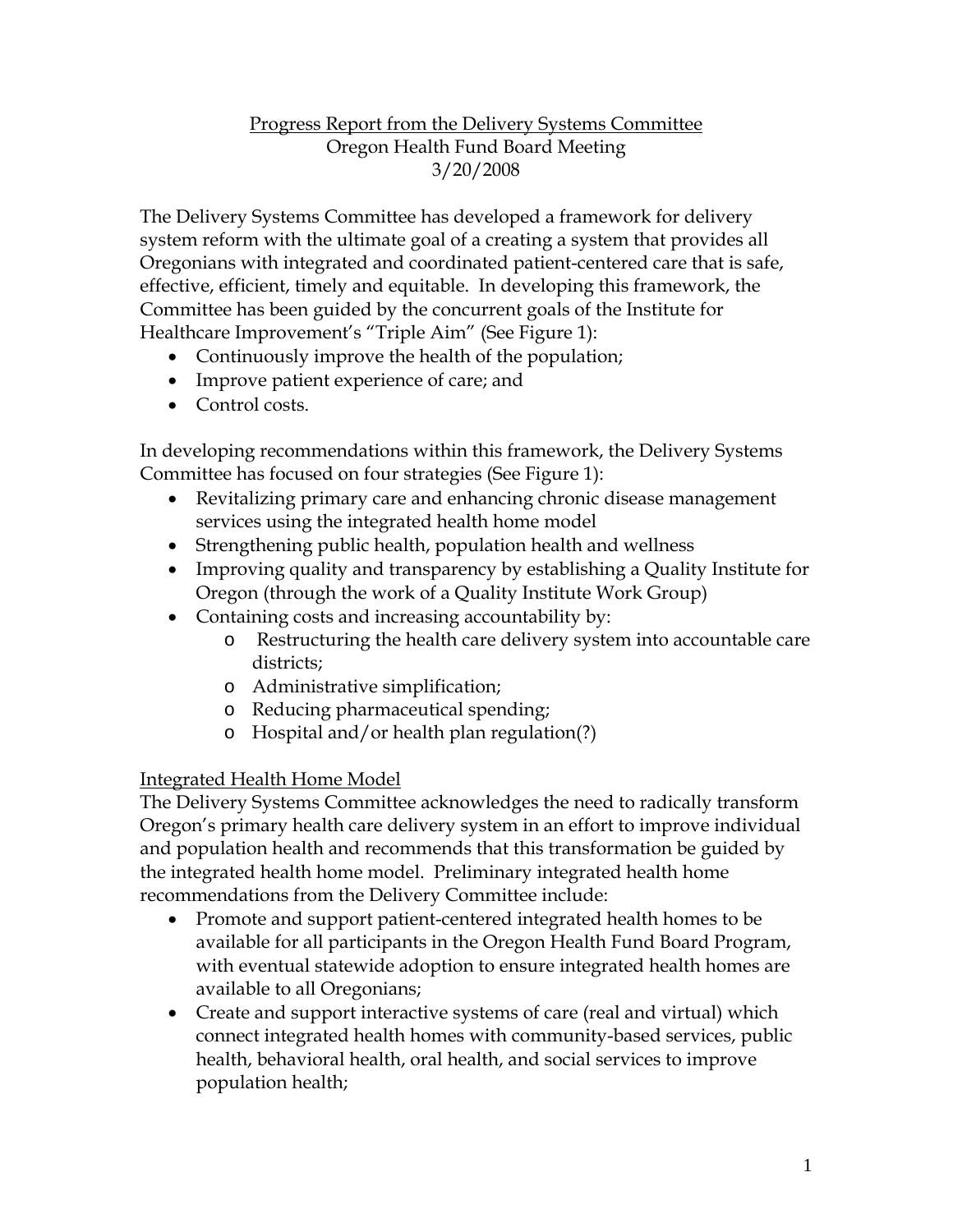Progress Report from the Delivery Systems Committee
Oregon Health Fund Board Meeting
3/20/2008

The Delivery Systems Committee has developed a framework for delivery system reform with the ultimate goal of a creating a system that provides all Oregonians with integrated and coordinated patient-centered care that is safe, effective, efficient, timely and equitable. In developing this framework, the Committee has been guided by the concurrent goals of the Institute for Healthcare Improvement's "Triple Aim" (See Figure 1):

- Continuously improve the health of the population;
- Improve patient experience of care; and
- Control costs.

In developing recommendations within this framework, the Delivery Systems Committee has focused on four strategies (See Figure 1):

- Revitalizing primary care and enhancing chronic disease management services using the integrated health home model
- Strengthening public health, population health and wellness
- Improving quality and transparency by establishing a Quality Institute for Oregon (through the work of a Quality Institute Work Group)
- Containing costs and increasing accountability by:
  - Restructuring the health care delivery system into accountable care districts;
  - Administrative simplification;
  - Reducing pharmaceutical spending;
  - Hospital and/or health plan regulation(?)

## Integrated Health Home Model

The Delivery Systems Committee acknowledges the need to radically transform Oregon's primary health care delivery system in an effort to improve individual and population health and recommends that this transformation be guided by the integrated health home model. Preliminary integrated health home recommendations from the Delivery Committee include:

- Promote and support patient-centered integrated health homes to be available for all participants in the Oregon Health Fund Board Program, with eventual statewide adoption to ensure integrated health homes are available to all Oregonians;
- Create and support interactive systems of care (real and virtual) which connect integrated health homes with community-based services, public health, behavioral health, oral health, and social services to improve population health;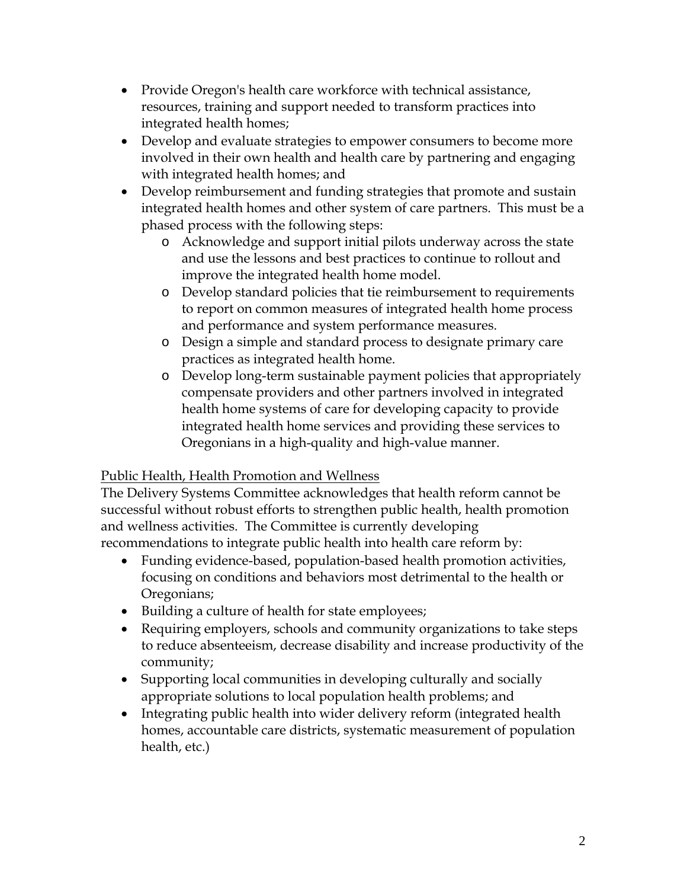- Provide Oregon's health care workforce with technical assistance, resources, training and support needed to transform practices into integrated health homes;
- Develop and evaluate strategies to empower consumers to become more involved in their own health and health care by partnering and engaging with integrated health homes; and
- Develop reimbursement and funding strategies that promote and sustain integrated health homes and other system of care partners. This must be a phased process with the following steps:
  - Acknowledge and support initial pilots underway across the state and use the lessons and best practices to continue to rollout and improve the integrated health home model.
  - Develop standard policies that tie reimbursement to requirements to report on common measures of integrated health home process and performance and system performance measures.
  - Design a simple and standard process to designate primary care practices as integrated health home.
  - Develop long-term sustainable payment policies that appropriately compensate providers and other partners involved in integrated health home systems of care for developing capacity to provide integrated health home services and providing these services to Oregonians in a high-quality and high-value manner.

<u>Public Health, Health Promotion and Wellness</u>

The Delivery Systems Committee acknowledges that health reform cannot be successful without robust efforts to strengthen public health, health promotion and wellness activities. The Committee is currently developing recommendations to integrate public health into health care reform by:

- Funding evidence-based, population-based health promotion activities, focusing on conditions and behaviors most detrimental to the health or Oregonians;
- Building a culture of health for state employees;
- Requiring employers, schools and community organizations to take steps to reduce absenteeism, decrease disability and increase productivity of the community;
- Supporting local communities in developing culturally and socially appropriate solutions to local population health problems; and
- Integrating public health into wider delivery reform (integrated health homes, accountable care districts, systematic measurement of population health, etc.)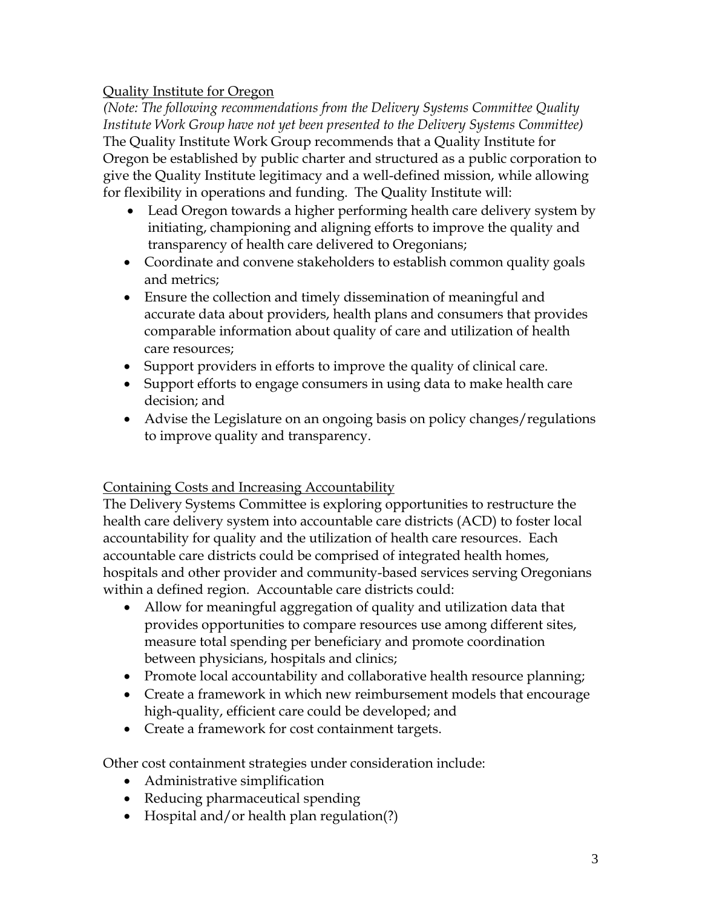## Quality Institute for Oregon

*(Note: The following recommendations from the Delivery Systems Committee Quality Institute Work Group have not yet been presented to the Delivery Systems Committee)*
The Quality Institute Work Group recommends that a Quality Institute for Oregon be established by public charter and structured as a public corporation to give the Quality Institute legitimacy and a well-defined mission, while allowing for flexibility in operations and funding. The Quality Institute will:

- Lead Oregon towards a higher performing health care delivery system by initiating, championing and aligning efforts to improve the quality and transparency of health care delivered to Oregonians;
- Coordinate and convene stakeholders to establish common quality goals and metrics;
- Ensure the collection and timely dissemination of meaningful and accurate data about providers, health plans and consumers that provides comparable information about quality of care and utilization of health care resources;
- Support providers in efforts to improve the quality of clinical care.
- Support efforts to engage consumers in using data to make health care decision; and
- Advise the Legislature on an ongoing basis on policy changes/regulations to improve quality and transparency.

## Containing Costs and Increasing Accountability

The Delivery Systems Committee is exploring opportunities to restructure the health care delivery system into accountable care districts (ACD) to foster local accountability for quality and the utilization of health care resources. Each accountable care districts could be comprised of integrated health homes, hospitals and other provider and community-based services serving Oregonians within a defined region. Accountable care districts could:

- Allow for meaningful aggregation of quality and utilization data that provides opportunities to compare resources use among different sites, measure total spending per beneficiary and promote coordination between physicians, hospitals and clinics;
- Promote local accountability and collaborative health resource planning;
- Create a framework in which new reimbursement models that encourage high-quality, efficient care could be developed; and
- Create a framework for cost containment targets.

Other cost containment strategies under consideration include:

- Administrative simplification
- Reducing pharmaceutical spending
- Hospital and/or health plan regulation(?)